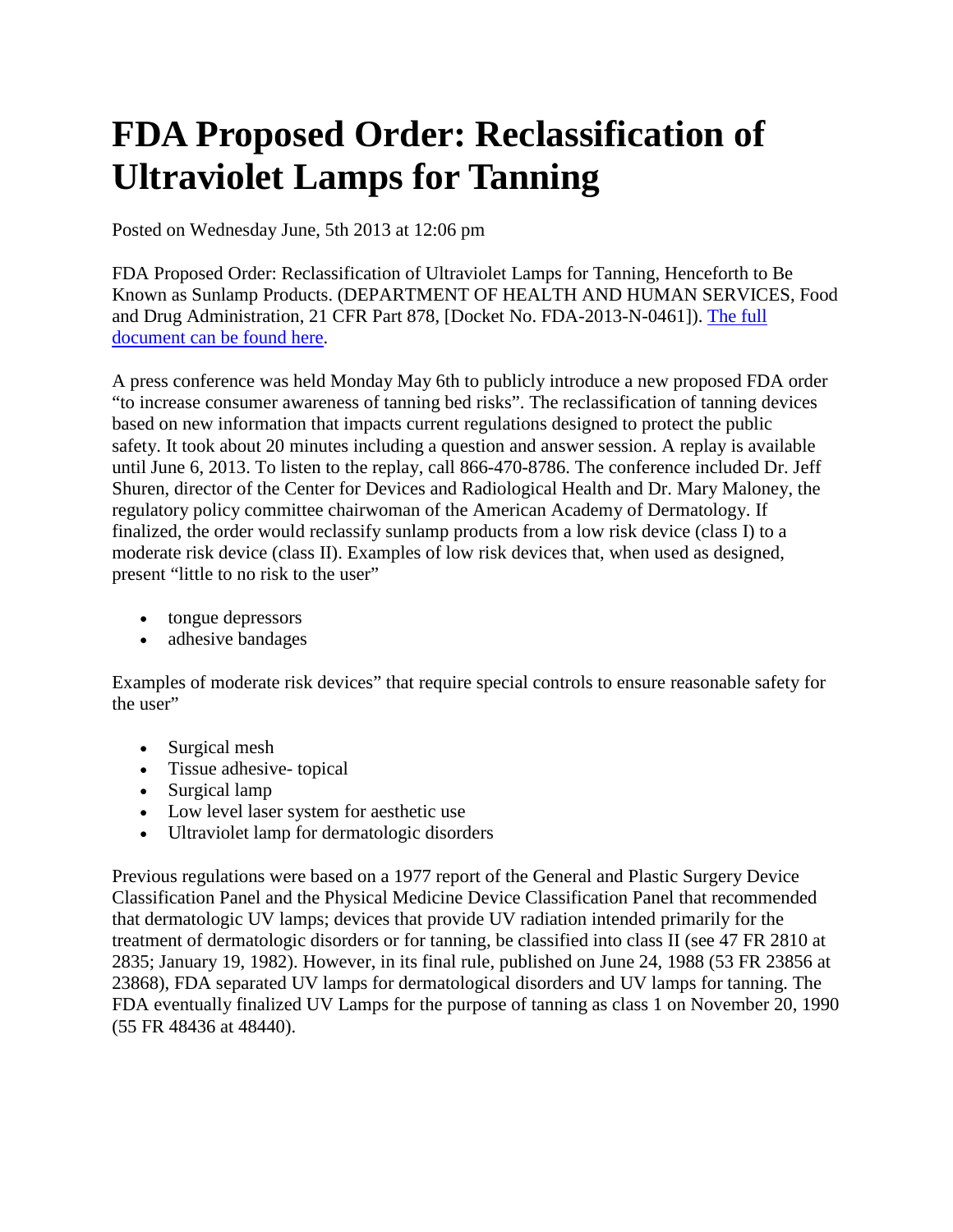# FDA Proposed Order: Reclassification of Ultraviolet Lamps for Tanning

Posted on Wednesday June, 5th 2013 at 12:06 pm

FDA Proposed Order: Reclassification of Ultraviolet Lamps for Tanning, Henceforth to Be Known as Sunlamp Products. (DEPARTMENT OF HEALTH AND HUMAN SERVICES, Food and Drug Administration, 21 CFR Part 878, [Docket No. FDA-2013-N-0461]). The full document can be found here.

A press conference was held Monday May 6th to publicly introduce a new proposed FDA order "to increase consumer awareness of tanning bed risks". The reclassification of tanning devices based on new information that impacts current regulations designed to protect the public safety. It took about 20 minutes including a question and answer session. A replay is available until June 6, 2013. To listen to the replay, call 866-470-8786. The conference included Dr. Jeff Shuren, director of the Center for Devices and Radiological Health and Dr. Mary Maloney, the regulatory policy committee chairwoman of the American Academy of Dermatology. If finalized, the order would reclassify sunlamp products from a low risk device (class I) to a moderate risk device (class II). Examples of low risk devices that, when used as designed, present "little to no risk to the user"

- tongue depressors
- adhesive bandages

Examples of moderate risk devices" that require special controls to ensure reasonable safety for the user"

- Surgical mesh
- Tissue adhesive- topical
- Surgical lamp
- Low level laser system for aesthetic use
- Ultraviolet lamp for dermatologic disorders

Previous regulations were based on a 1977 report of the General and Plastic Surgery Device Classification Panel and the Physical Medicine Device Classification Panel that recommended that dermatologic UV lamps; devices that provide UV radiation intended primarily for the treatment of dermatologic disorders or for tanning, be classified into class II (see 47 FR 2810 at 2835; January 19, 1982). However, in its final rule, published on June 24, 1988 (53 FR 23856 at 23868), FDA separated UV lamps for dermatological disorders and UV lamps for tanning. The FDA eventually finalized UV Lamps for the purpose of tanning as class 1 on November 20, 1990 (55 FR 48436 at 48440).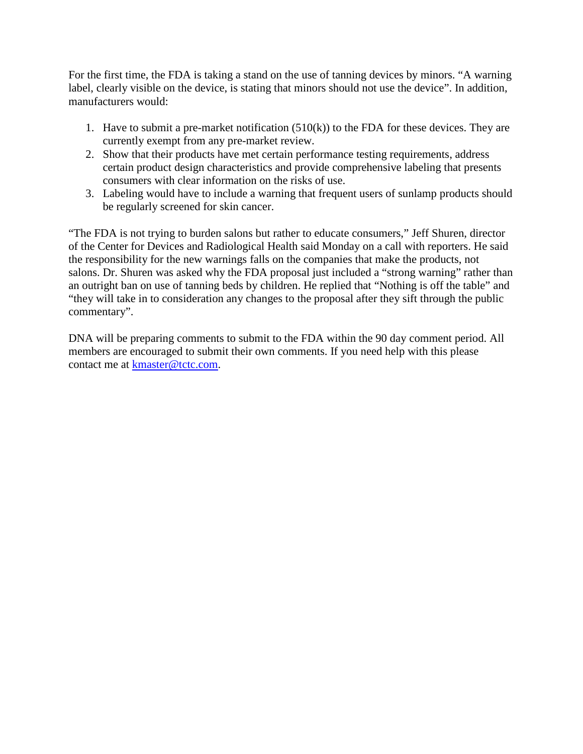For the first time, the FDA is taking a stand on the use of tanning devices by minors. "A warning label, clearly visible on the device, is stating that minors should not use the device". In addition, manufacturers would:

1. Have to submit a pre-market notification (510(k)) to the FDA for these devices. They are currently exempt from any pre-market review.
2. Show that their products have met certain performance testing requirements, address certain product design characteristics and provide comprehensive labeling that presents consumers with clear information on the risks of use.
3. Labeling would have to include a warning that frequent users of sunlamp products should be regularly screened for skin cancer.

"The FDA is not trying to burden salons but rather to educate consumers," Jeff Shuren, director of the Center for Devices and Radiological Health said Monday on a call with reporters. He said the responsibility for the new warnings falls on the companies that make the products, not salons. Dr. Shuren was asked why the FDA proposal just included a "strong warning" rather than an outright ban on use of tanning beds by children. He replied that "Nothing is off the table" and "they will take in to consideration any changes to the proposal after they sift through the public commentary".

DNA will be preparing comments to submit to the FDA within the 90 day comment period. All members are encouraged to submit their own comments. If you need help with this please contact me at kmaster@tctc.com.